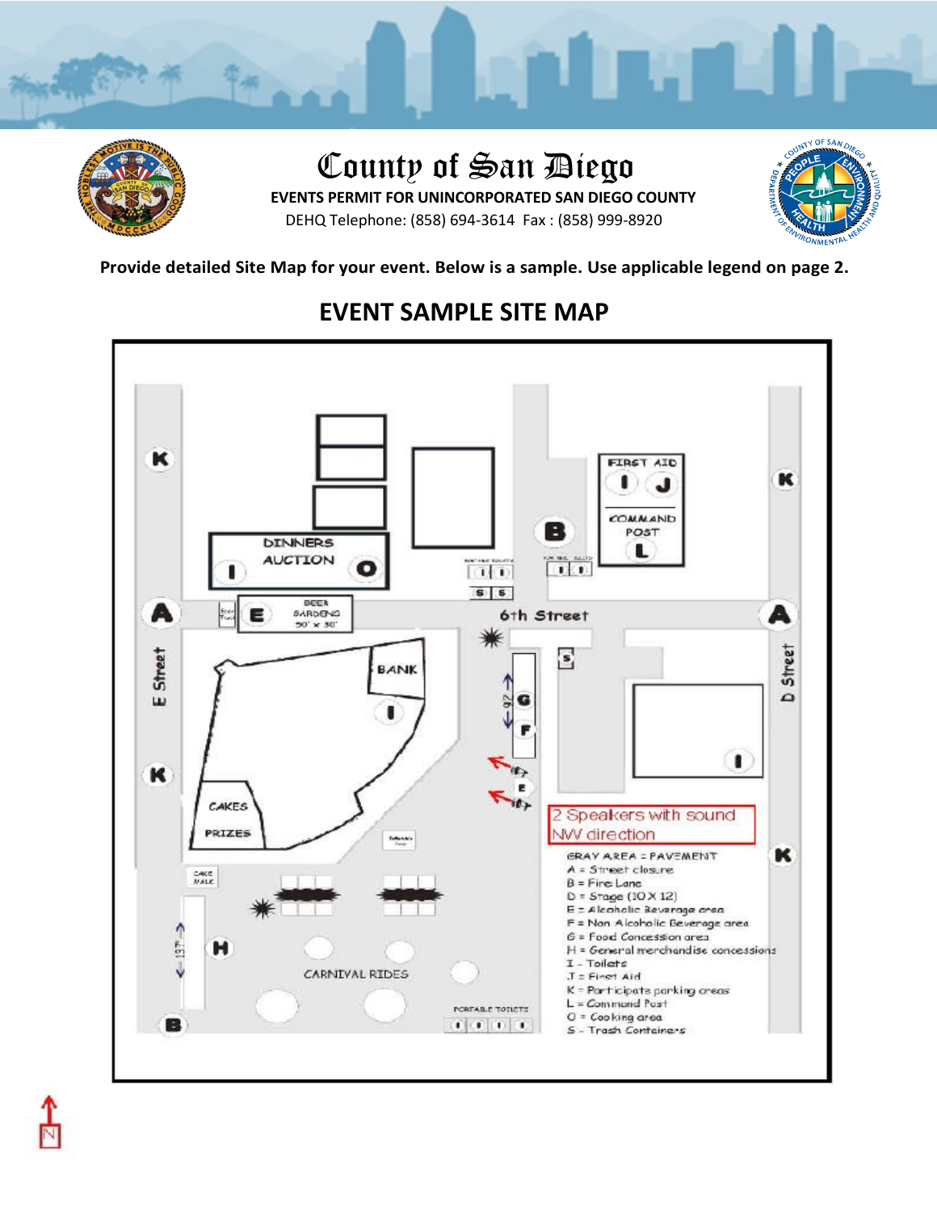# County of San Diego

**EVENTS PERMIT FOR UNINCORPORATED SAN DIEGO COUNTY**

DEHQ Telephone: (858) 694-3614 Fax : (858) 999-8920

**Provide detailed Site Map for your event. Below is a sample. Use applicable legend on page 2.**

## EVENT SAMPLE SITE MAP

2 Speakers with sound NW direction

GRAY AREA = PAVEMENT

- A = Street closure
- B = Fire Lane
- D = Stage (10 X 12)
- E = Alcoholic Beverage area
- F = Non Alcoholic Beverage area
- G = Food Concession area
- H = General merchandise concessions
- I = Toilets
- J = First Aid
- K = Participants parking areas
- L = Command Post
- O = Cooking area
- S = Trash Containers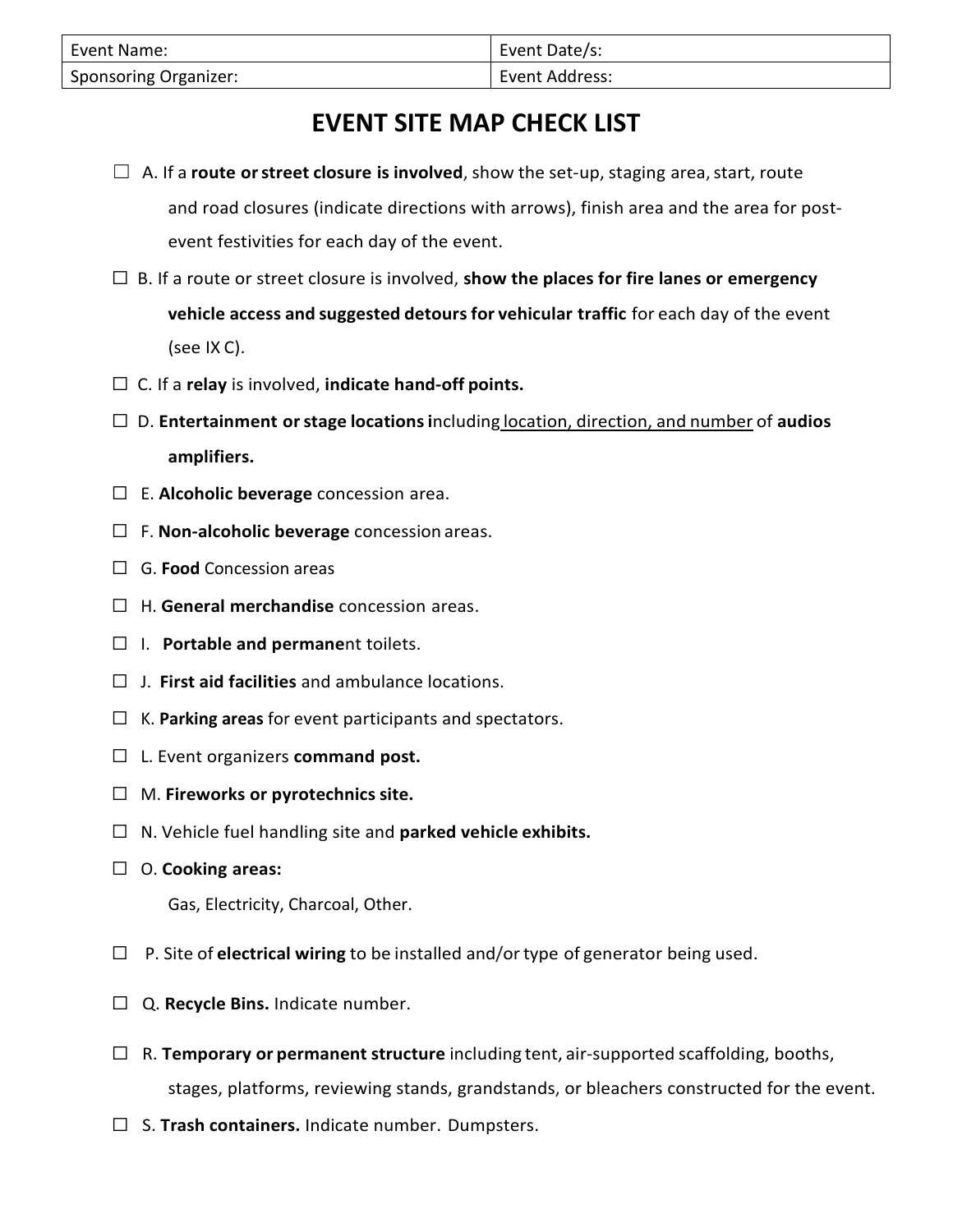| | |
|---|---|
| Event Name: | Event Date/s: |
| Sponsoring Organizer: | Event Address: |

# EVENT SITE MAP CHECK LIST

☐ A. If a **route or street closure is involved**, show the set-up, staging area, start, route and road closures (indicate directions with arrows), finish area and the area for post-event festivities for each day of the event.

☐ B. If a route or street closure is involved, **show the places for fire lanes or emergency vehicle access and suggested detours for vehicular traffic** for each day of the event (see IX C).

☐ C. If a **relay** is involved, **indicate hand-off points.**

☐ D. **Entertainment or stage locations i**ncluding location, direction, and number of **audios amplifiers.**

☐ E. **Alcoholic beverage** concession area.

☐ F. **Non-alcoholic beverage** concession areas.

☐ G. **Food** Concession areas

☐ H. **General merchandise** concession areas.

☐ I. **Portable and permane**nt toilets.

☐ J. **First aid facilities** and ambulance locations.

☐ K. **Parking areas** for event participants and spectators.

☐ L. Event organizers **command post.**

☐ M. **Fireworks or pyrotechnics site.**

☐ N. Vehicle fuel handling site and **parked vehicle exhibits.**

☐ O. **Cooking areas:**

Gas, Electricity, Charcoal, Other.

☐ P. Site of **electrical wiring** to be installed and/or type of generator being used.

☐ Q. **Recycle Bins.** Indicate number.

☐ R. **Temporary or permanent structure** including tent, air-supported scaffolding, booths, stages, platforms, reviewing stands, grandstands, or bleachers constructed for the event.

☐ S. **Trash containers.** Indicate number. Dumpsters.